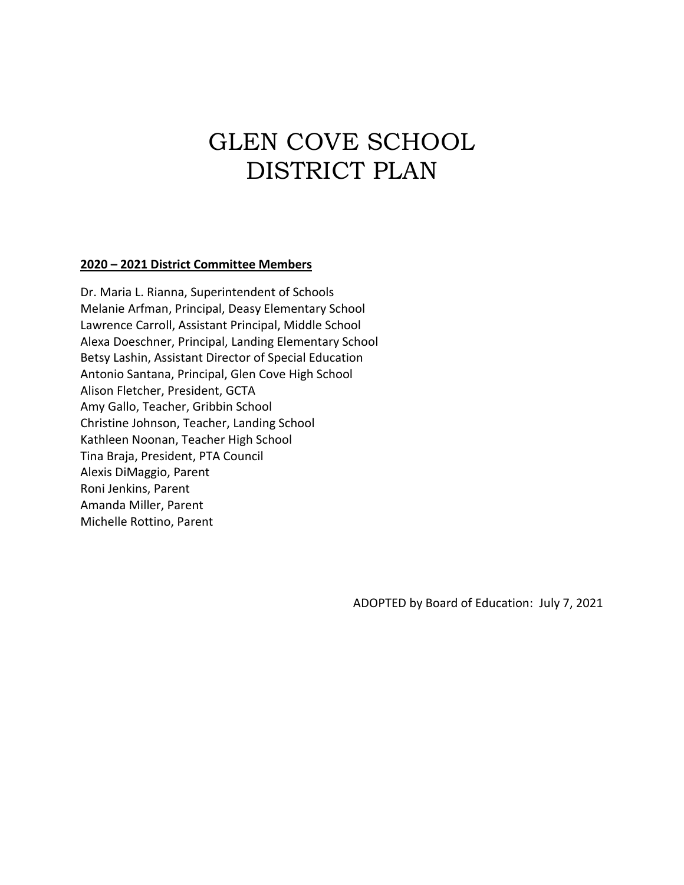# GLEN COVE SCHOOL DISTRICT PLAN

**2020 – 2021 District Committee Members**

Dr. Maria L. Rianna, Superintendent of Schools
Melanie Arfman, Principal, Deasy Elementary School
Lawrence Carroll, Assistant Principal, Middle School
Alexa Doeschner, Principal, Landing Elementary School
Betsy Lashin, Assistant Director of Special Education
Antonio Santana, Principal, Glen Cove High School
Alison Fletcher, President, GCTA
Amy Gallo, Teacher, Gribbin School
Christine Johnson, Teacher, Landing School
Kathleen Noonan, Teacher High School
Tina Braja, President, PTA Council
Alexis DiMaggio, Parent
Roni Jenkins, Parent
Amanda Miller, Parent
Michelle Rottino, Parent

ADOPTED by Board of Education: July 7, 2021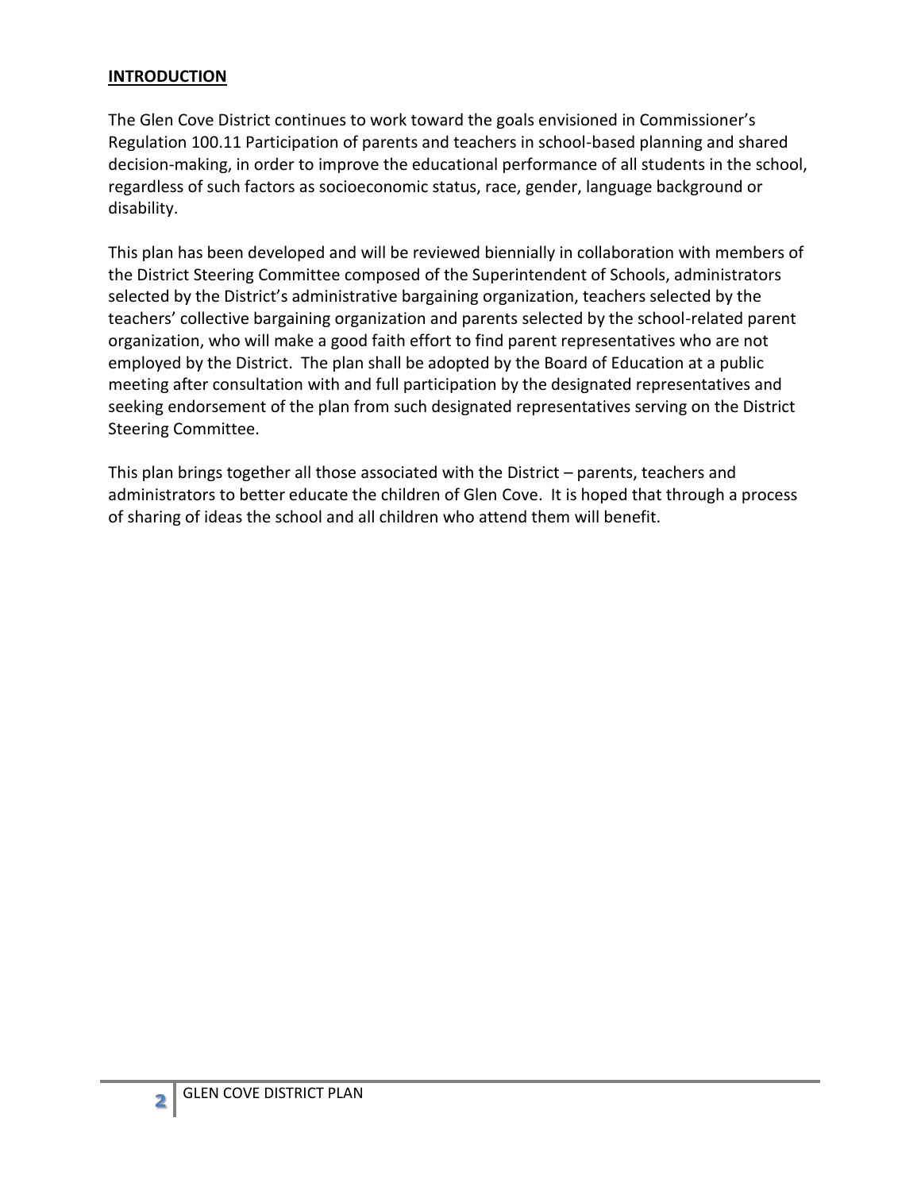## INTRODUCTION

The Glen Cove District continues to work toward the goals envisioned in Commissioner's Regulation 100.11 Participation of parents and teachers in school-based planning and shared decision-making, in order to improve the educational performance of all students in the school, regardless of such factors as socioeconomic status, race, gender, language background or disability.

This plan has been developed and will be reviewed biennially in collaboration with members of the District Steering Committee composed of the Superintendent of Schools, administrators selected by the District's administrative bargaining organization, teachers selected by the teachers' collective bargaining organization and parents selected by the school-related parent organization, who will make a good faith effort to find parent representatives who are not employed by the District. The plan shall be adopted by the Board of Education at a public meeting after consultation with and full participation by the designated representatives and seeking endorsement of the plan from such designated representatives serving on the District Steering Committee.

This plan brings together all those associated with the District – parents, teachers and administrators to better educate the children of Glen Cove. It is hoped that through a process of sharing of ideas the school and all children who attend them will benefit.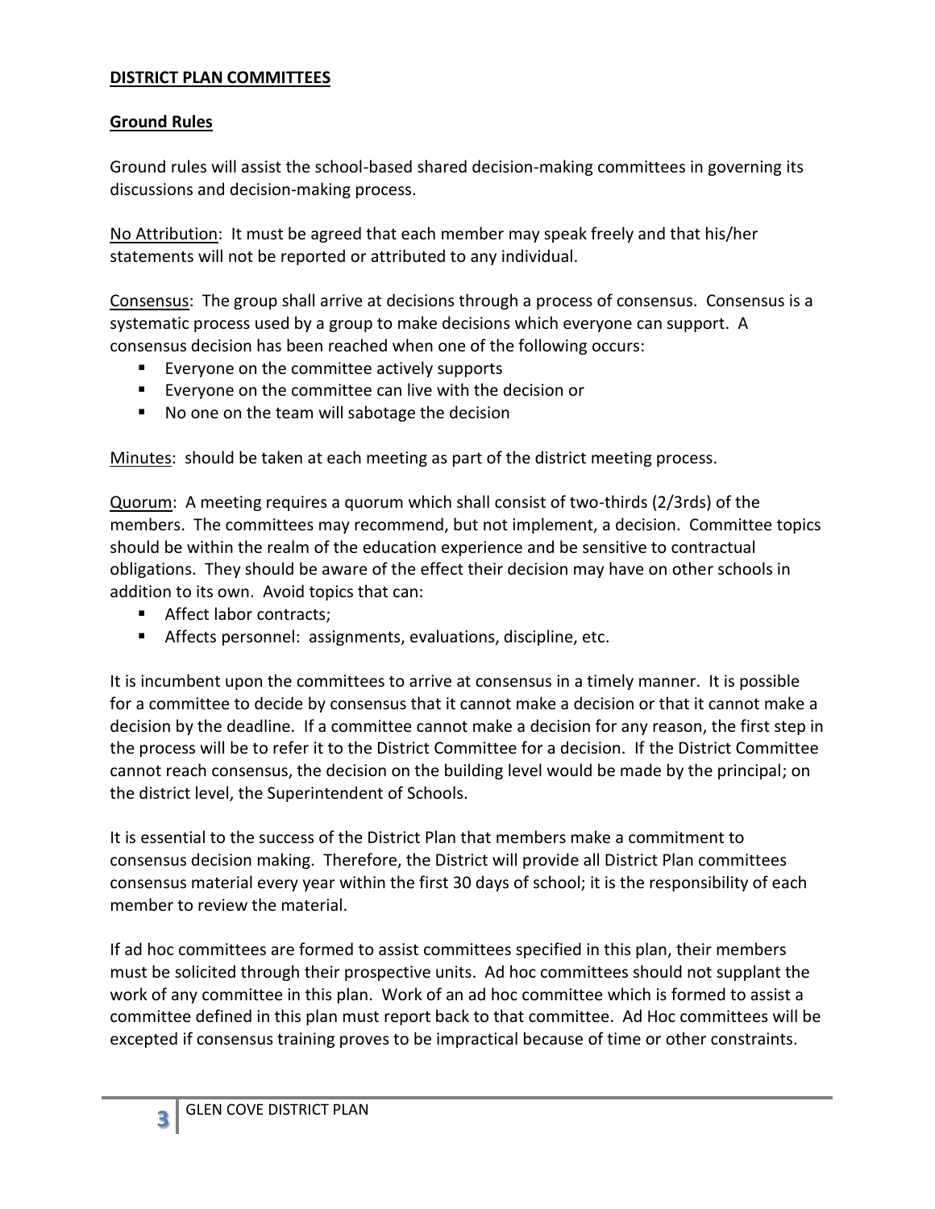## **DISTRICT PLAN COMMITTEES**

### **Ground Rules**

Ground rules will assist the school-based shared decision-making committees in governing its discussions and decision-making process.

No Attribution: It must be agreed that each member may speak freely and that his/her statements will not be reported or attributed to any individual.

Consensus: The group shall arrive at decisions through a process of consensus. Consensus is a systematic process used by a group to make decisions which everyone can support. A consensus decision has been reached when one of the following occurs:

- Everyone on the committee actively supports
- Everyone on the committee can live with the decision or
- No one on the team will sabotage the decision

Minutes: should be taken at each meeting as part of the district meeting process.

Quorum: A meeting requires a quorum which shall consist of two-thirds (2/3rds) of the members. The committees may recommend, but not implement, a decision. Committee topics should be within the realm of the education experience and be sensitive to contractual obligations. They should be aware of the effect their decision may have on other schools in addition to its own. Avoid topics that can:

- Affect labor contracts;
- Affects personnel: assignments, evaluations, discipline, etc.

It is incumbent upon the committees to arrive at consensus in a timely manner. It is possible for a committee to decide by consensus that it cannot make a decision or that it cannot make a decision by the deadline. If a committee cannot make a decision for any reason, the first step in the process will be to refer it to the District Committee for a decision. If the District Committee cannot reach consensus, the decision on the building level would be made by the principal; on the district level, the Superintendent of Schools.

It is essential to the success of the District Plan that members make a commitment to consensus decision making. Therefore, the District will provide all District Plan committees consensus material every year within the first 30 days of school; it is the responsibility of each member to review the material.

If ad hoc committees are formed to assist committees specified in this plan, their members must be solicited through their prospective units. Ad hoc committees should not supplant the work of any committee in this plan. Work of an ad hoc committee which is formed to assist a committee defined in this plan must report back to that committee. Ad Hoc committees will be excepted if consensus training proves to be impractical because of time or other constraints.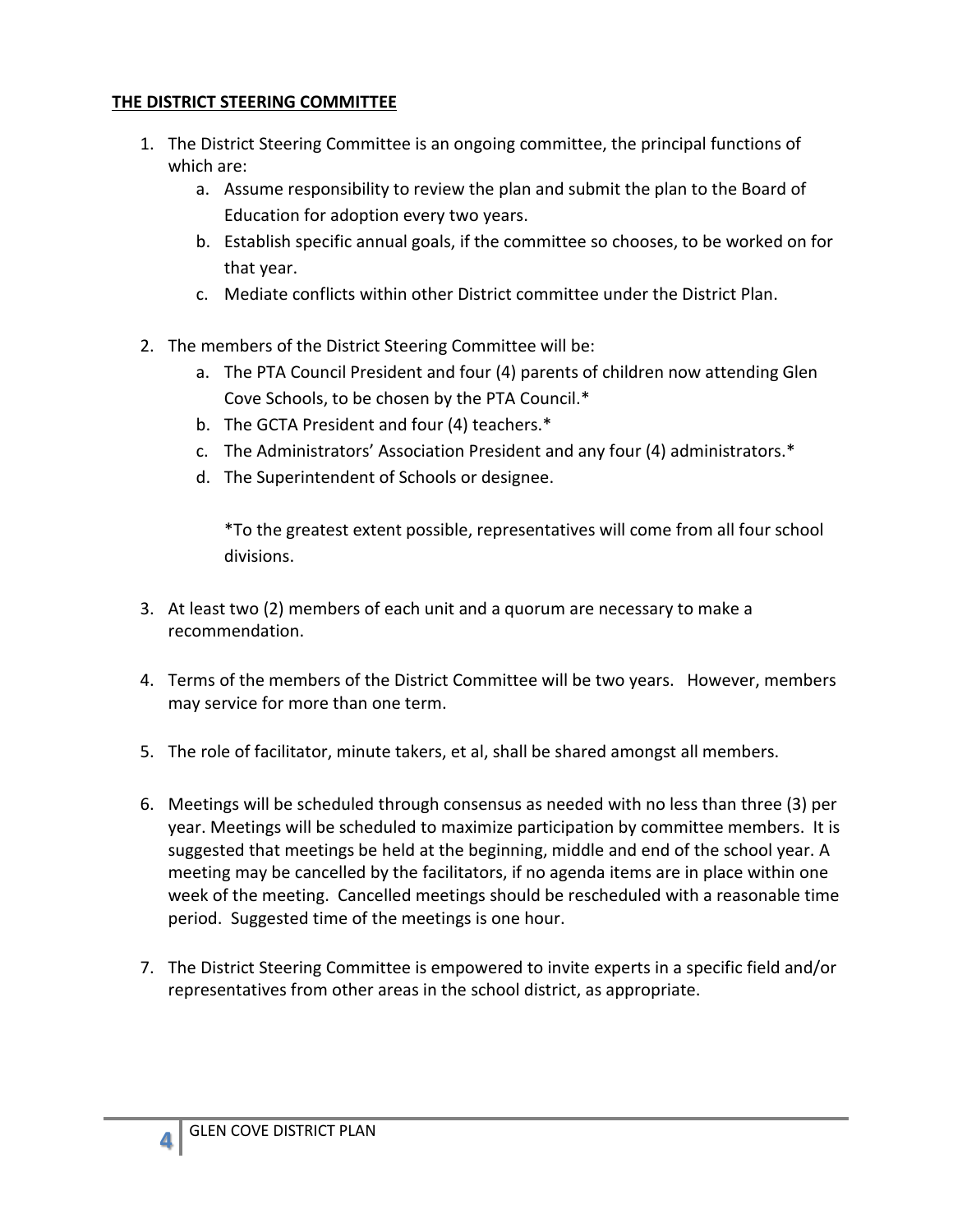**<u>THE DISTRICT STEERING COMMITTEE</u>**

1. The District Steering Committee is an ongoing committee, the principal functions of which are:
   a. Assume responsibility to review the plan and submit the plan to the Board of Education for adoption every two years.
   b. Establish specific annual goals, if the committee so chooses, to be worked on for that year.
   c. Mediate conflicts within other District committee under the District Plan.

2. The members of the District Steering Committee will be:
   a. The PTA Council President and four (4) parents of children now attending Glen Cove Schools, to be chosen by the PTA Council.*
   b. The GCTA President and four (4) teachers.*
   c. The Administrators' Association President and any four (4) administrators.*
   d. The Superintendent of Schools or designee.

   *To the greatest extent possible, representatives will come from all four school divisions.

3. At least two (2) members of each unit and a quorum are necessary to make a recommendation.

4. Terms of the members of the District Committee will be two years. However, members may service for more than one term.

5. The role of facilitator, minute takers, et al, shall be shared amongst all members.

6. Meetings will be scheduled through consensus as needed with no less than three (3) per year. Meetings will be scheduled to maximize participation by committee members. It is suggested that meetings be held at the beginning, middle and end of the school year. A meeting may be cancelled by the facilitators, if no agenda items are in place within one week of the meeting. Cancelled meetings should be rescheduled with a reasonable time period. Suggested time of the meetings is one hour.

7. The District Steering Committee is empowered to invite experts in a specific field and/or representatives from other areas in the school district, as appropriate.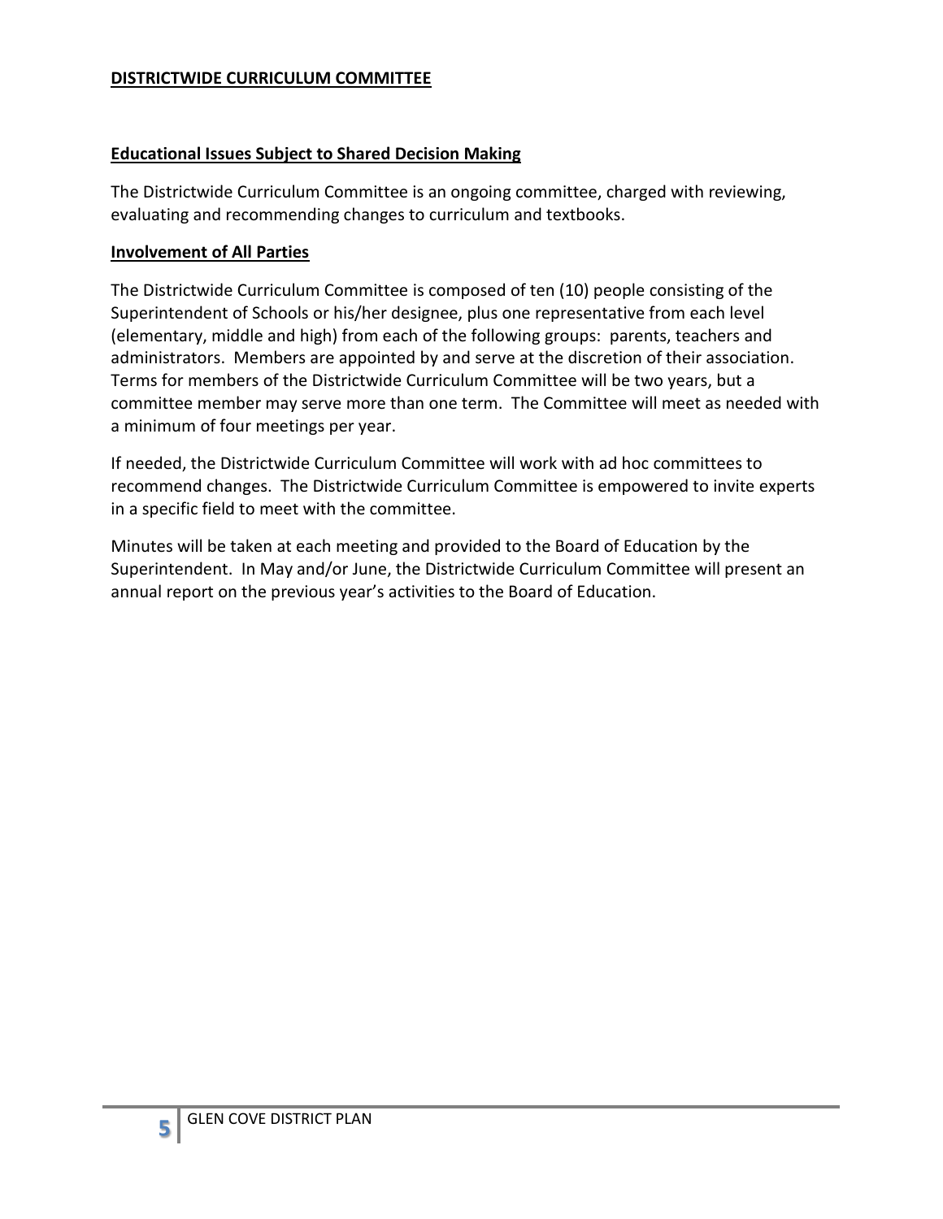## DISTRICTWIDE CURRICULUM COMMITTEE

### Educational Issues Subject to Shared Decision Making

The Districtwide Curriculum Committee is an ongoing committee, charged with reviewing, evaluating and recommending changes to curriculum and textbooks.

### Involvement of All Parties

The Districtwide Curriculum Committee is composed of ten (10) people consisting of the Superintendent of Schools or his/her designee, plus one representative from each level (elementary, middle and high) from each of the following groups: parents, teachers and administrators. Members are appointed by and serve at the discretion of their association. Terms for members of the Districtwide Curriculum Committee will be two years, but a committee member may serve more than one term. The Committee will meet as needed with a minimum of four meetings per year.

If needed, the Districtwide Curriculum Committee will work with ad hoc committees to recommend changes. The Districtwide Curriculum Committee is empowered to invite experts in a specific field to meet with the committee.

Minutes will be taken at each meeting and provided to the Board of Education by the Superintendent. In May and/or June, the Districtwide Curriculum Committee will present an annual report on the previous year's activities to the Board of Education.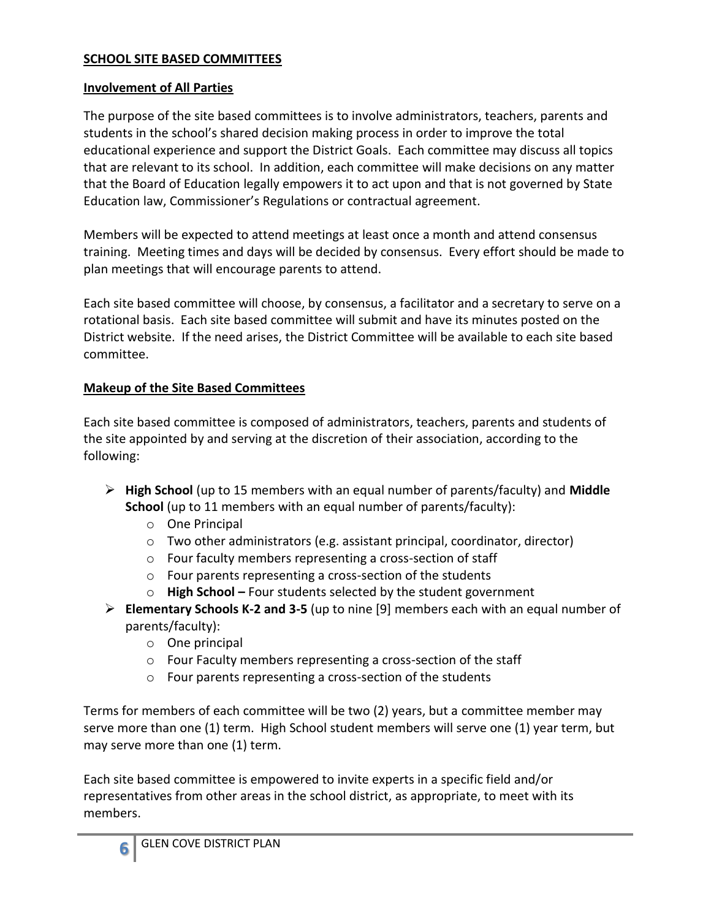## SCHOOL SITE BASED COMMITTEES

### Involvement of All Parties

The purpose of the site based committees is to involve administrators, teachers, parents and students in the school's shared decision making process in order to improve the total educational experience and support the District Goals. Each committee may discuss all topics that are relevant to its school. In addition, each committee will make decisions on any matter that the Board of Education legally empowers it to act upon and that is not governed by State Education law, Commissioner's Regulations or contractual agreement.

Members will be expected to attend meetings at least once a month and attend consensus training. Meeting times and days will be decided by consensus. Every effort should be made to plan meetings that will encourage parents to attend.

Each site based committee will choose, by consensus, a facilitator and a secretary to serve on a rotational basis. Each site based committee will submit and have its minutes posted on the District website. If the need arises, the District Committee will be available to each site based committee.

### Makeup of the Site Based Committees

Each site based committee is composed of administrators, teachers, parents and students of the site appointed by and serving at the discretion of their association, according to the following:

- **High School** (up to 15 members with an equal number of parents/faculty) and **Middle School** (up to 11 members with an equal number of parents/faculty):
  - One Principal
  - Two other administrators (e.g. assistant principal, coordinator, director)
  - Four faculty members representing a cross-section of staff
  - Four parents representing a cross-section of the students
  - **High School –** Four students selected by the student government
- **Elementary Schools K-2 and 3-5** (up to nine [9] members each with an equal number of parents/faculty):
  - One principal
  - Four Faculty members representing a cross-section of the staff
  - Four parents representing a cross-section of the students

Terms for members of each committee will be two (2) years, but a committee member may serve more than one (1) term. High School student members will serve one (1) year term, but may serve more than one (1) term.

Each site based committee is empowered to invite experts in a specific field and/or representatives from other areas in the school district, as appropriate, to meet with its members.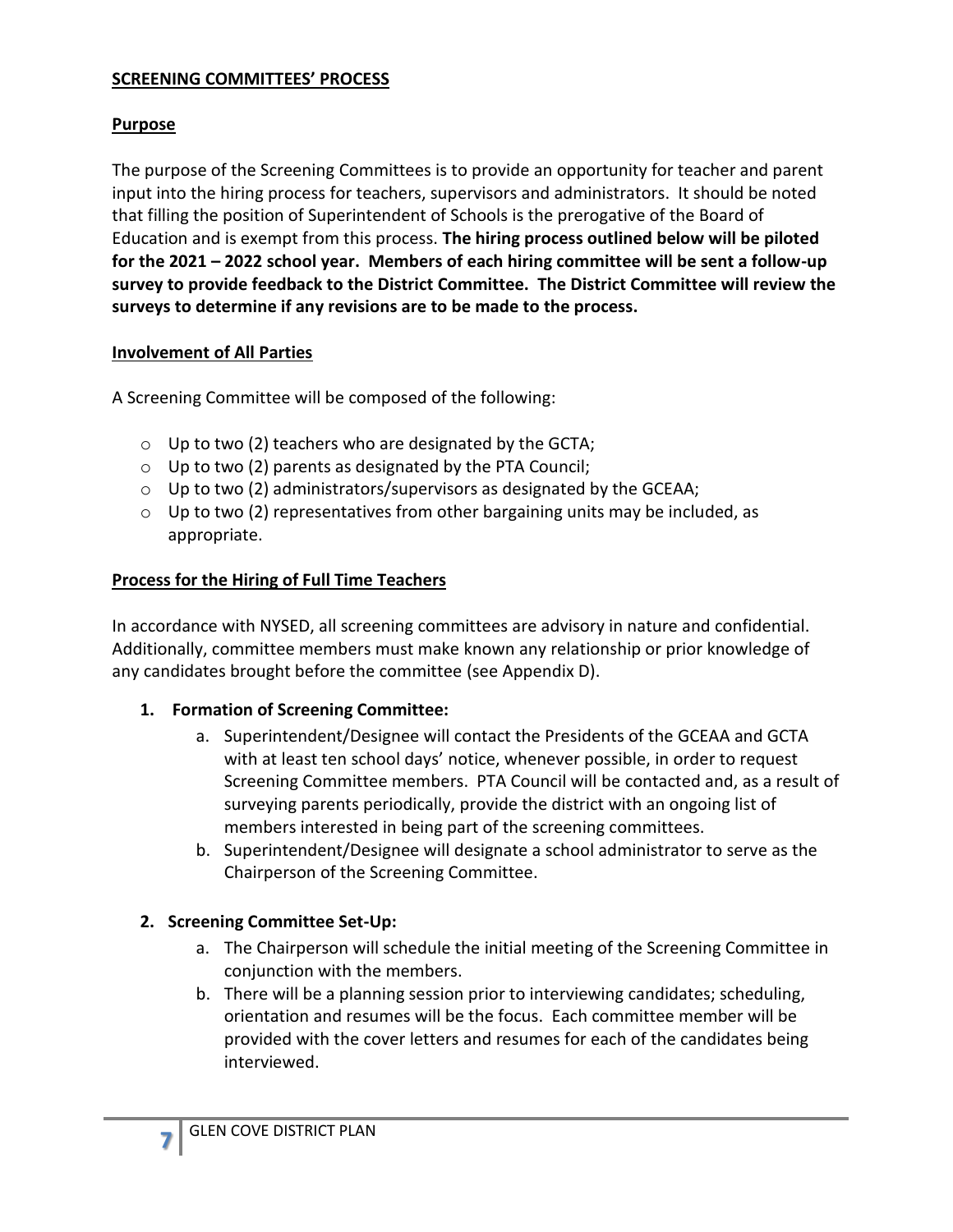**SCREENING COMMITTEES' PROCESS**

**Purpose**

The purpose of the Screening Committees is to provide an opportunity for teacher and parent input into the hiring process for teachers, supervisors and administrators. It should be noted that filling the position of Superintendent of Schools is the prerogative of the Board of Education and is exempt from this process. **The hiring process outlined below will be piloted for the 2021 – 2022 school year. Members of each hiring committee will be sent a follow-up survey to provide feedback to the District Committee. The District Committee will review the surveys to determine if any revisions are to be made to the process.**

**Involvement of All Parties**

A Screening Committee will be composed of the following:

- Up to two (2) teachers who are designated by the GCTA;
- Up to two (2) parents as designated by the PTA Council;
- Up to two (2) administrators/supervisors as designated by the GCEAA;
- Up to two (2) representatives from other bargaining units may be included, as appropriate.

**Process for the Hiring of Full Time Teachers**

In accordance with NYSED, all screening committees are advisory in nature and confidential. Additionally, committee members must make known any relationship or prior knowledge of any candidates brought before the committee (see Appendix D).

1. **Formation of Screening Committee:**
   a. Superintendent/Designee will contact the Presidents of the GCEAA and GCTA with at least ten school days' notice, whenever possible, in order to request Screening Committee members. PTA Council will be contacted and, as a result of surveying parents periodically, provide the district with an ongoing list of members interested in being part of the screening committees.
   b. Superintendent/Designee will designate a school administrator to serve as the Chairperson of the Screening Committee.

2. **Screening Committee Set-Up:**
   a. The Chairperson will schedule the initial meeting of the Screening Committee in conjunction with the members.
   b. There will be a planning session prior to interviewing candidates; scheduling, orientation and resumes will be the focus. Each committee member will be provided with the cover letters and resumes for each of the candidates being interviewed.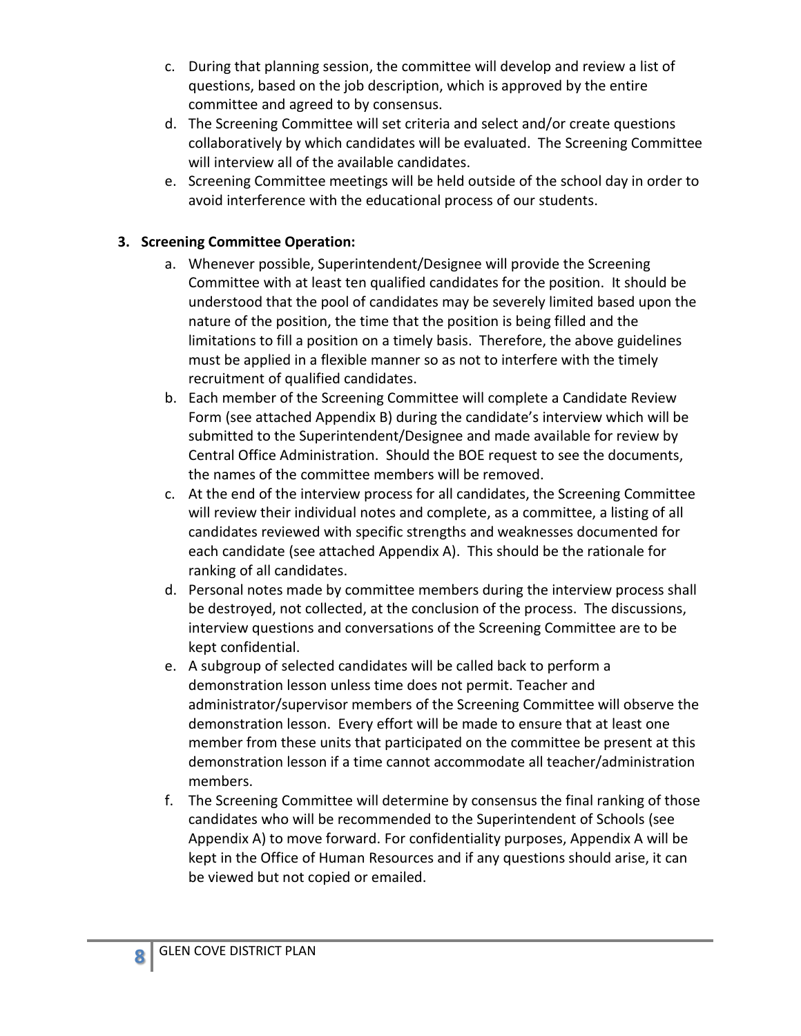c. During that planning session, the committee will develop and review a list of questions, based on the job description, which is approved by the entire committee and agreed to by consensus.
d. The Screening Committee will set criteria and select and/or create questions collaboratively by which candidates will be evaluated. The Screening Committee will interview all of the available candidates.
e. Screening Committee meetings will be held outside of the school day in order to avoid interference with the educational process of our students.

**3. Screening Committee Operation:**

a. Whenever possible, Superintendent/Designee will provide the Screening Committee with at least ten qualified candidates for the position. It should be understood that the pool of candidates may be severely limited based upon the nature of the position, the time that the position is being filled and the limitations to fill a position on a timely basis. Therefore, the above guidelines must be applied in a flexible manner so as not to interfere with the timely recruitment of qualified candidates.
b. Each member of the Screening Committee will complete a Candidate Review Form (see attached Appendix B) during the candidate's interview which will be submitted to the Superintendent/Designee and made available for review by Central Office Administration. Should the BOE request to see the documents, the names of the committee members will be removed.
c. At the end of the interview process for all candidates, the Screening Committee will review their individual notes and complete, as a committee, a listing of all candidates reviewed with specific strengths and weaknesses documented for each candidate (see attached Appendix A). This should be the rationale for ranking of all candidates.
d. Personal notes made by committee members during the interview process shall be destroyed, not collected, at the conclusion of the process. The discussions, interview questions and conversations of the Screening Committee are to be kept confidential.
e. A subgroup of selected candidates will be called back to perform a demonstration lesson unless time does not permit. Teacher and administrator/supervisor members of the Screening Committee will observe the demonstration lesson. Every effort will be made to ensure that at least one member from these units that participated on the committee be present at this demonstration lesson if a time cannot accommodate all teacher/administration members.
f. The Screening Committee will determine by consensus the final ranking of those candidates who will be recommended to the Superintendent of Schools (see Appendix A) to move forward. For confidentiality purposes, Appendix A will be kept in the Office of Human Resources and if any questions should arise, it can be viewed but not copied or emailed.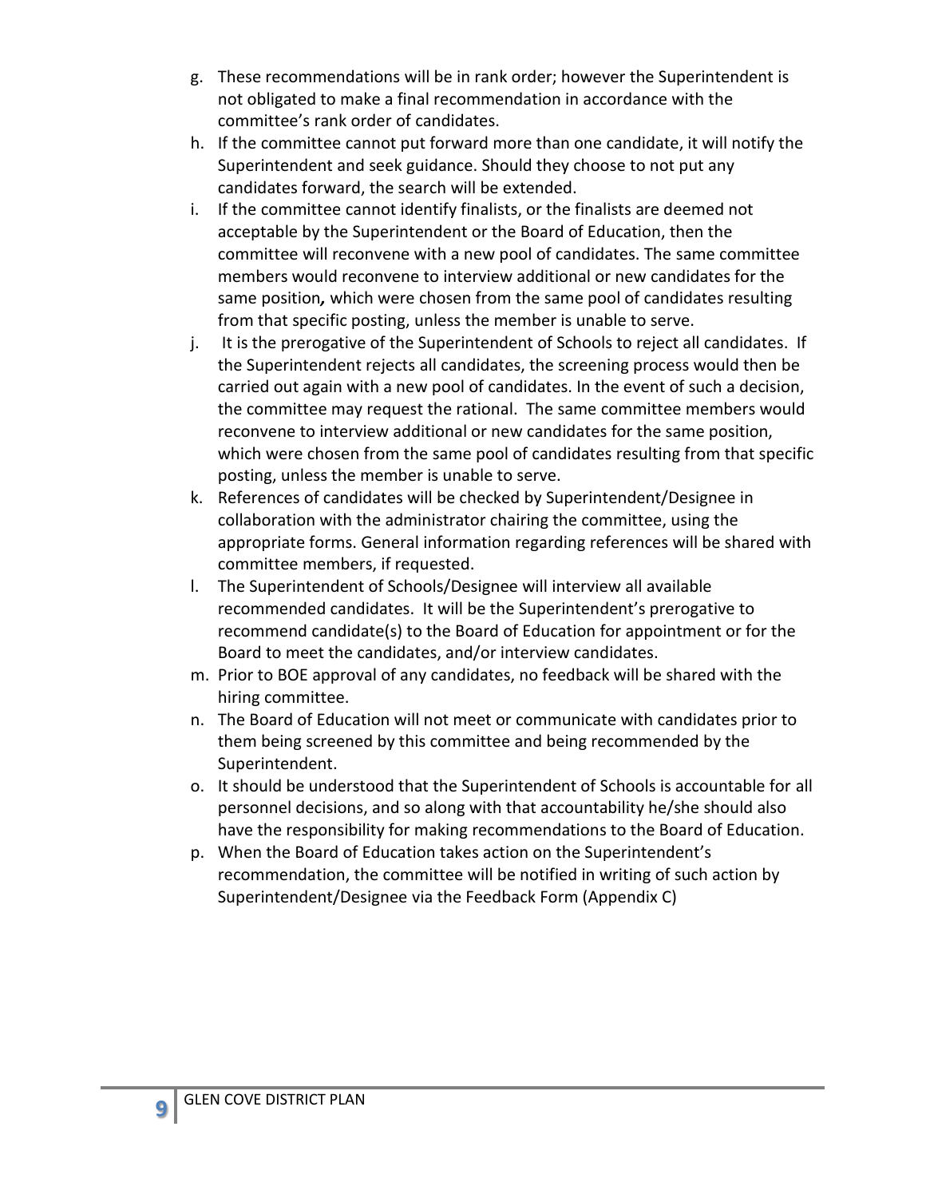g. These recommendations will be in rank order; however the Superintendent is not obligated to make a final recommendation in accordance with the committee's rank order of candidates.

h. If the committee cannot put forward more than one candidate, it will notify the Superintendent and seek guidance. Should they choose to not put any candidates forward, the search will be extended.

i. If the committee cannot identify finalists, or the finalists are deemed not acceptable by the Superintendent or the Board of Education, then the committee will reconvene with a new pool of candidates. The same committee members would reconvene to interview additional or new candidates for the same position*,* which were chosen from the same pool of candidates resulting from that specific posting, unless the member is unable to serve.

j. It is the prerogative of the Superintendent of Schools to reject all candidates. If the Superintendent rejects all candidates, the screening process would then be carried out again with a new pool of candidates. In the event of such a decision, the committee may request the rational. The same committee members would reconvene to interview additional or new candidates for the same position, which were chosen from the same pool of candidates resulting from that specific posting, unless the member is unable to serve.

k. References of candidates will be checked by Superintendent/Designee in collaboration with the administrator chairing the committee, using the appropriate forms. General information regarding references will be shared with committee members, if requested.

l. The Superintendent of Schools/Designee will interview all available recommended candidates. It will be the Superintendent's prerogative to recommend candidate(s) to the Board of Education for appointment or for the Board to meet the candidates, and/or interview candidates.

m. Prior to BOE approval of any candidates, no feedback will be shared with the hiring committee.

n. The Board of Education will not meet or communicate with candidates prior to them being screened by this committee and being recommended by the Superintendent.

o. It should be understood that the Superintendent of Schools is accountable for all personnel decisions, and so along with that accountability he/she should also have the responsibility for making recommendations to the Board of Education.

p. When the Board of Education takes action on the Superintendent's recommendation, the committee will be notified in writing of such action by Superintendent/Designee via the Feedback Form (Appendix C)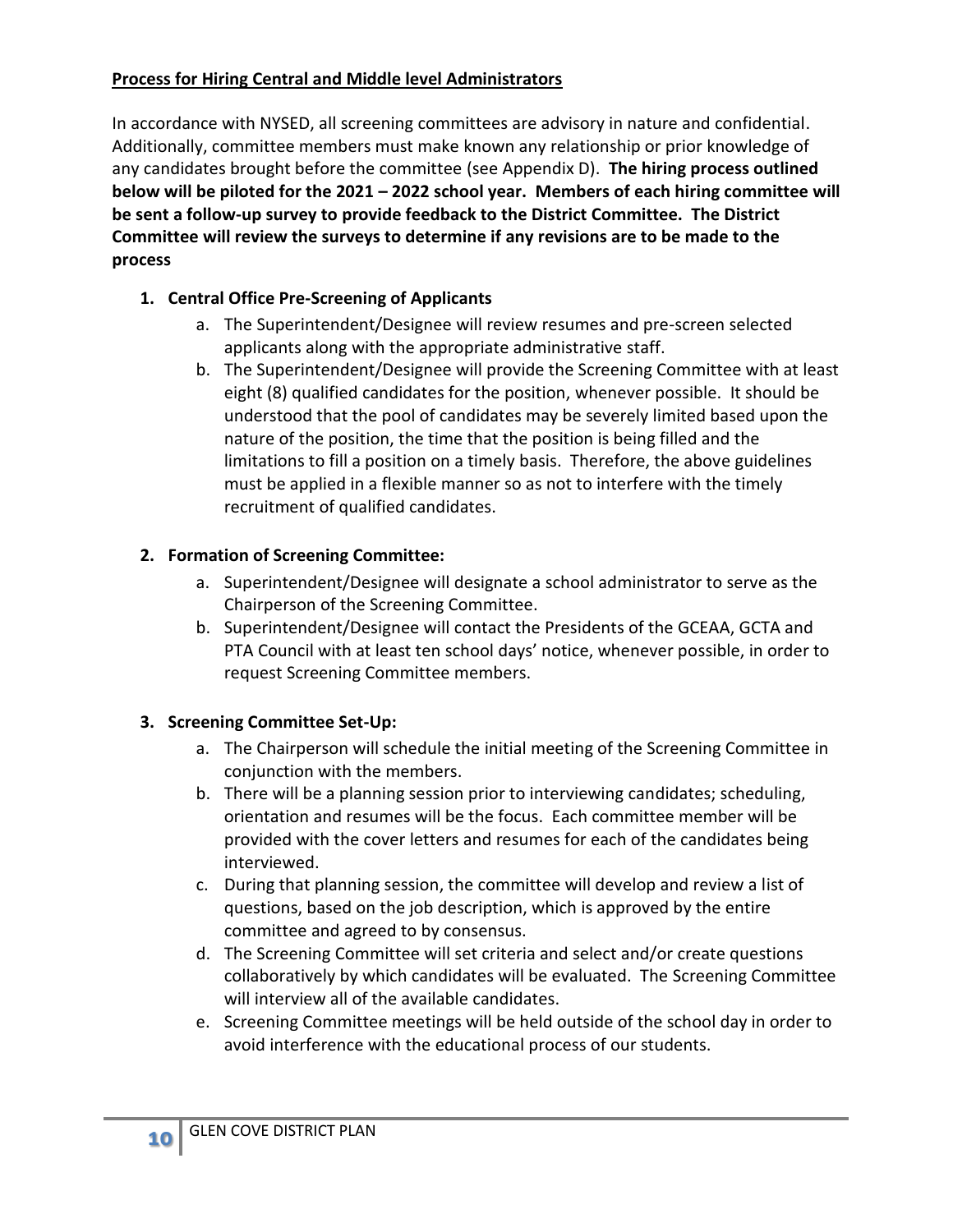**Process for Hiring Central and Middle level Administrators**

In accordance with NYSED, all screening committees are advisory in nature and confidential. Additionally, committee members must make known any relationship or prior knowledge of any candidates brought before the committee (see Appendix D). **The hiring process outlined below will be piloted for the 2021 – 2022 school year. Members of each hiring committee will be sent a follow-up survey to provide feedback to the District Committee. The District Committee will review the surveys to determine if any revisions are to be made to the process**

1. **Central Office Pre-Screening of Applicants**
    a. The Superintendent/Designee will review resumes and pre-screen selected applicants along with the appropriate administrative staff.
    b. The Superintendent/Designee will provide the Screening Committee with at least eight (8) qualified candidates for the position, whenever possible. It should be understood that the pool of candidates may be severely limited based upon the nature of the position, the time that the position is being filled and the limitations to fill a position on a timely basis. Therefore, the above guidelines must be applied in a flexible manner so as not to interfere with the timely recruitment of qualified candidates.

2. **Formation of Screening Committee:**
    a. Superintendent/Designee will designate a school administrator to serve as the Chairperson of the Screening Committee.
    b. Superintendent/Designee will contact the Presidents of the GCEAA, GCTA and PTA Council with at least ten school days' notice, whenever possible, in order to request Screening Committee members.

3. **Screening Committee Set-Up:**
    a. The Chairperson will schedule the initial meeting of the Screening Committee in conjunction with the members.
    b. There will be a planning session prior to interviewing candidates; scheduling, orientation and resumes will be the focus. Each committee member will be provided with the cover letters and resumes for each of the candidates being interviewed.
    c. During that planning session, the committee will develop and review a list of questions, based on the job description, which is approved by the entire committee and agreed to by consensus.
    d. The Screening Committee will set criteria and select and/or create questions collaboratively by which candidates will be evaluated. The Screening Committee will interview all of the available candidates.
    e. Screening Committee meetings will be held outside of the school day in order to avoid interference with the educational process of our students.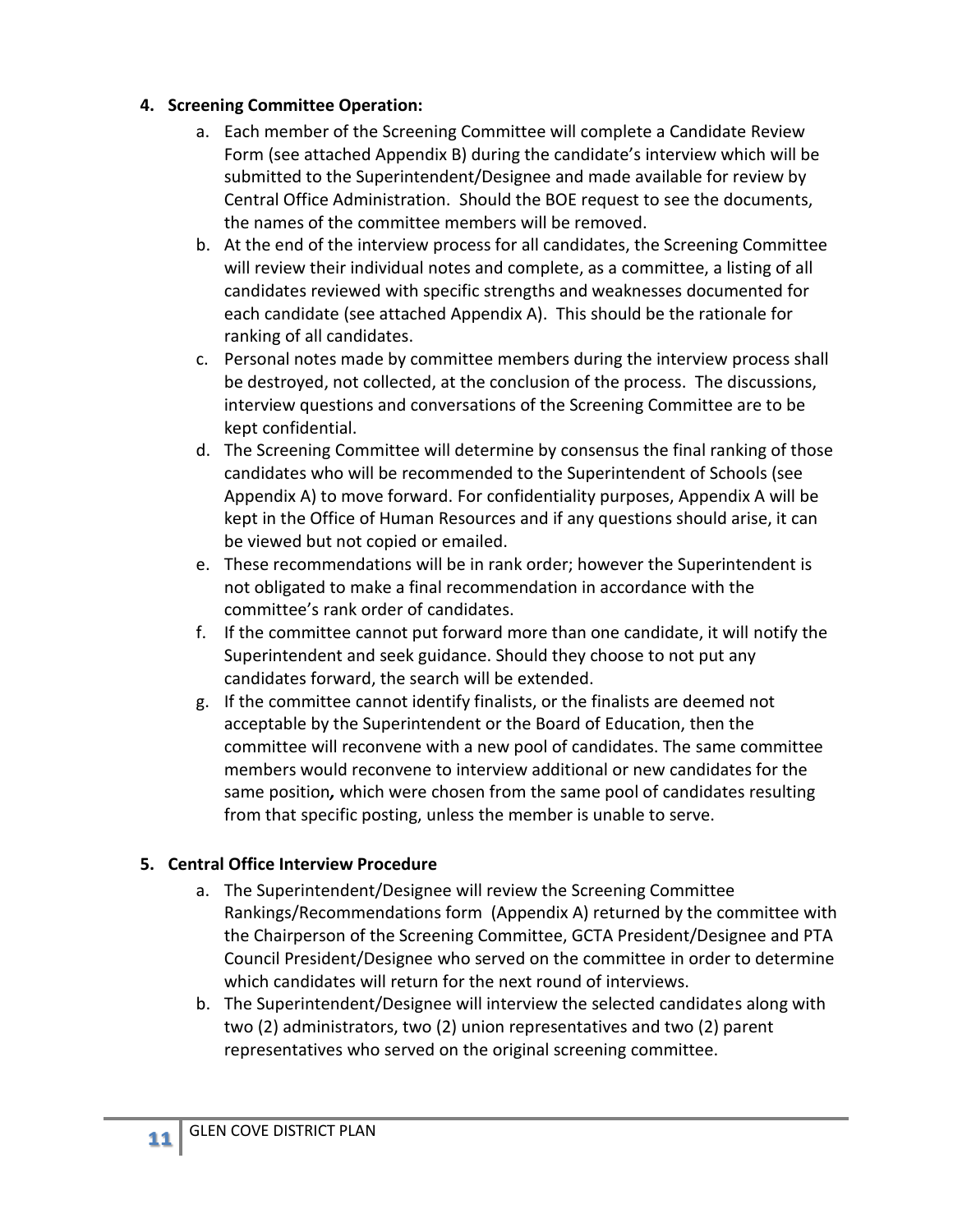**4. Screening Committee Operation:**

a. Each member of the Screening Committee will complete a Candidate Review Form (see attached Appendix B) during the candidate's interview which will be submitted to the Superintendent/Designee and made available for review by Central Office Administration. Should the BOE request to see the documents, the names of the committee members will be removed.

b. At the end of the interview process for all candidates, the Screening Committee will review their individual notes and complete, as a committee, a listing of all candidates reviewed with specific strengths and weaknesses documented for each candidate (see attached Appendix A). This should be the rationale for ranking of all candidates.

c. Personal notes made by committee members during the interview process shall be destroyed, not collected, at the conclusion of the process. The discussions, interview questions and conversations of the Screening Committee are to be kept confidential.

d. The Screening Committee will determine by consensus the final ranking of those candidates who will be recommended to the Superintendent of Schools (see Appendix A) to move forward. For confidentiality purposes, Appendix A will be kept in the Office of Human Resources and if any questions should arise, it can be viewed but not copied or emailed.

e. These recommendations will be in rank order; however the Superintendent is not obligated to make a final recommendation in accordance with the committee's rank order of candidates.

f. If the committee cannot put forward more than one candidate, it will notify the Superintendent and seek guidance. Should they choose to not put any candidates forward, the search will be extended.

g. If the committee cannot identify finalists, or the finalists are deemed not acceptable by the Superintendent or the Board of Education, then the committee will reconvene with a new pool of candidates. The same committee members would reconvene to interview additional or new candidates for the same position*,* which were chosen from the same pool of candidates resulting from that specific posting, unless the member is unable to serve.

**5. Central Office Interview Procedure**

a. The Superintendent/Designee will review the Screening Committee Rankings/Recommendations form (Appendix A) returned by the committee with the Chairperson of the Screening Committee, GCTA President/Designee and PTA Council President/Designee who served on the committee in order to determine which candidates will return for the next round of interviews.

b. The Superintendent/Designee will interview the selected candidates along with two (2) administrators, two (2) union representatives and two (2) parent representatives who served on the original screening committee.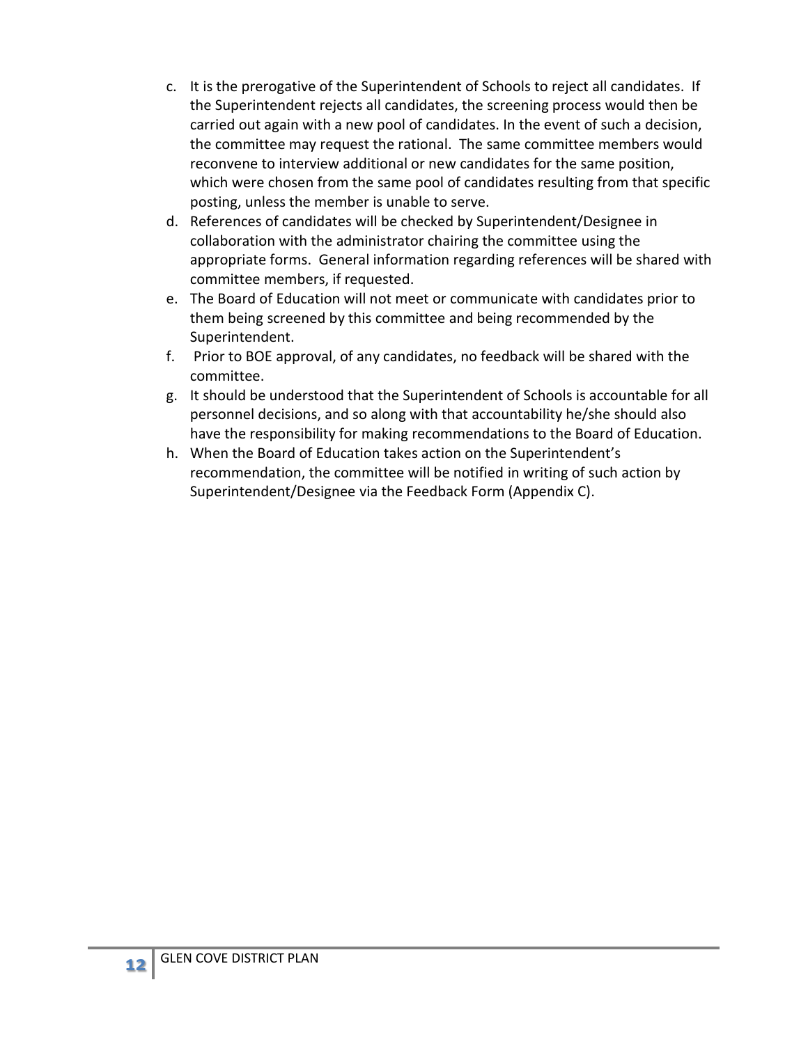c. It is the prerogative of the Superintendent of Schools to reject all candidates. If the Superintendent rejects all candidates, the screening process would then be carried out again with a new pool of candidates. In the event of such a decision, the committee may request the rational. The same committee members would reconvene to interview additional or new candidates for the same position, which were chosen from the same pool of candidates resulting from that specific posting, unless the member is unable to serve.

d. References of candidates will be checked by Superintendent/Designee in collaboration with the administrator chairing the committee using the appropriate forms. General information regarding references will be shared with committee members, if requested.

e. The Board of Education will not meet or communicate with candidates prior to them being screened by this committee and being recommended by the Superintendent.

f. Prior to BOE approval, of any candidates, no feedback will be shared with the committee.

g. It should be understood that the Superintendent of Schools is accountable for all personnel decisions, and so along with that accountability he/she should also have the responsibility for making recommendations to the Board of Education.

h. When the Board of Education takes action on the Superintendent's recommendation, the committee will be notified in writing of such action by Superintendent/Designee via the Feedback Form (Appendix C).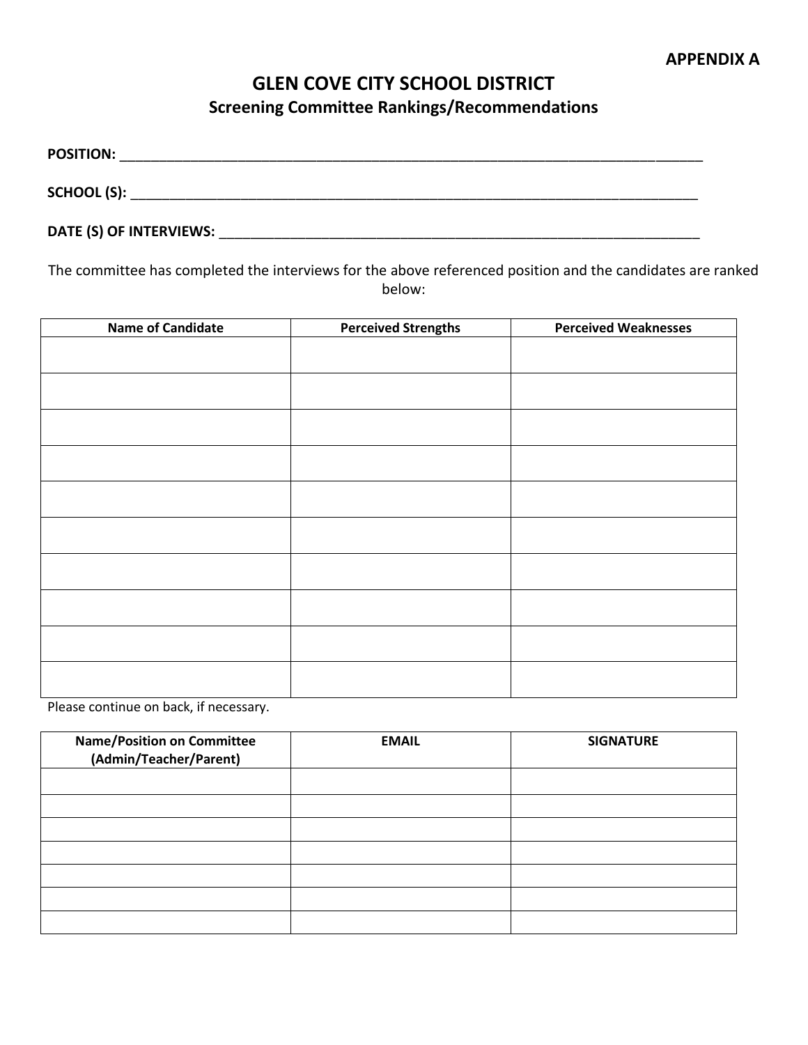**APPENDIX A**

# GLEN COVE CITY SCHOOL DISTRICT

## Screening Committee Rankings/Recommendations

**POSITION:** ___________________________________________________________________________

**SCHOOL (S):** ___________________________________________________________________________

**DATE (S) OF INTERVIEWS:** ______________________________________________________________

The committee has completed the interviews for the above referenced position and the candidates are ranked below:

| Name of Candidate | Perceived Strengths | Perceived Weaknesses |
|---|---|---|
| | | |
| | | |
| | | |
| | | |
| | | |
| | | |
| | | |
| | | |
| | | |
| | | |

Please continue on back, if necessary.

| Name/Position on Committee (Admin/Teacher/Parent) | EMAIL | SIGNATURE |
|---|---|---|
| | | |
| | | |
| | | |
| | | |
| | | |
| | | |
| | | |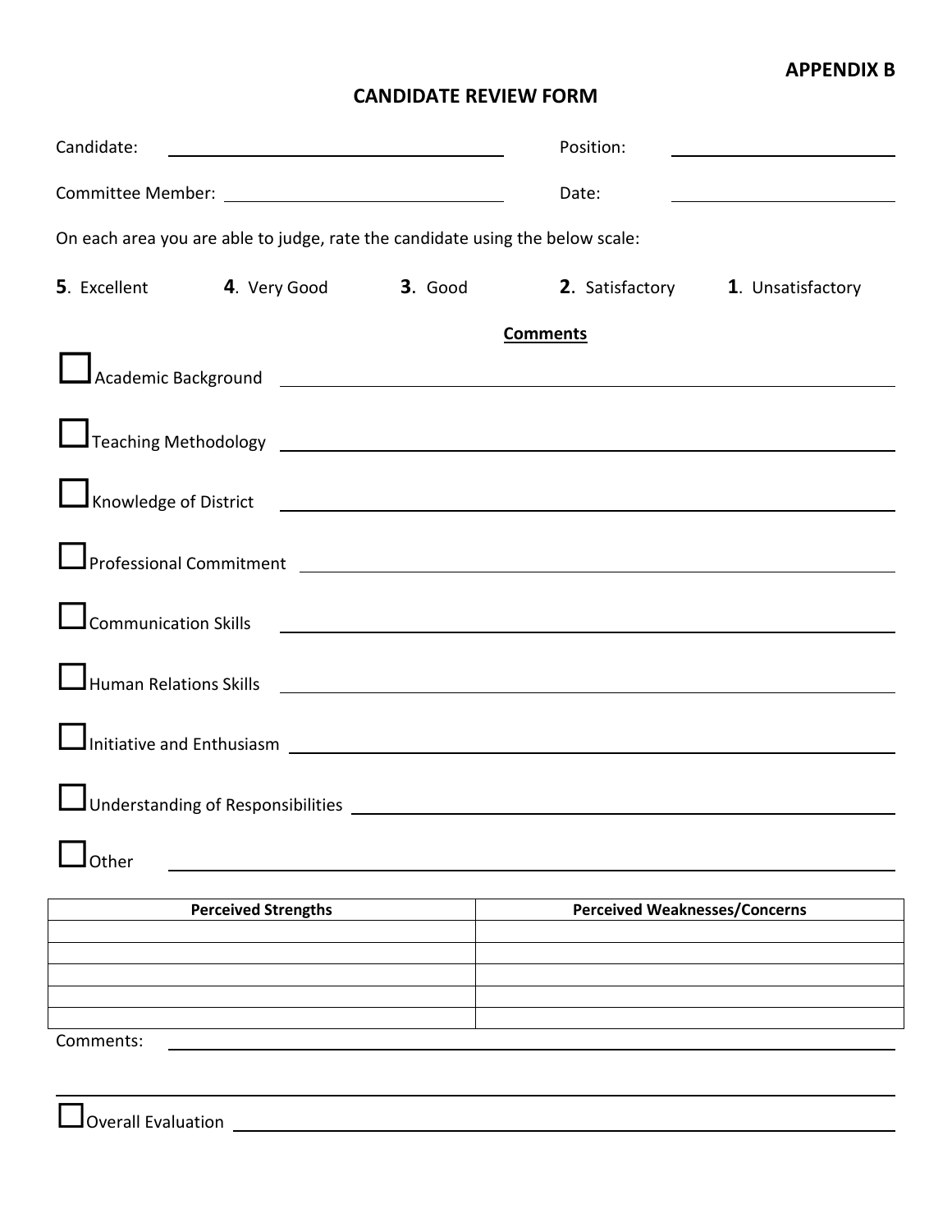**APPENDIX B**

# CANDIDATE REVIEW FORM

Candidate: ______________________________ Position: ____________________

Committee Member: ______________________ Date: ____________________

On each area you are able to judge, rate the candidate using the below scale:

**5**. Excellent **4**. Very Good **3**. Good **2**. Satisfactory **1**. Unsatisfactory

**Comments**

☐ Academic Background ____________________________________________

☐ Teaching Methodology ____________________________________________

☐ Knowledge of District ____________________________________________

☐ Professional Commitment ____________________________________________

☐ Communication Skills ____________________________________________

☐ Human Relations Skills ____________________________________________

☐ Initiative and Enthusiasm ____________________________________________

☐ Understanding of Responsibilities ____________________________________________

☐ Other ____________________________________________

| Perceived Strengths | Perceived Weaknesses/Concerns |
| --- | --- |
| | |
| | |
| | |
| | |
| | |

Comments: ____________________________________________

____________________________________________

☐ Overall Evaluation ____________________________________________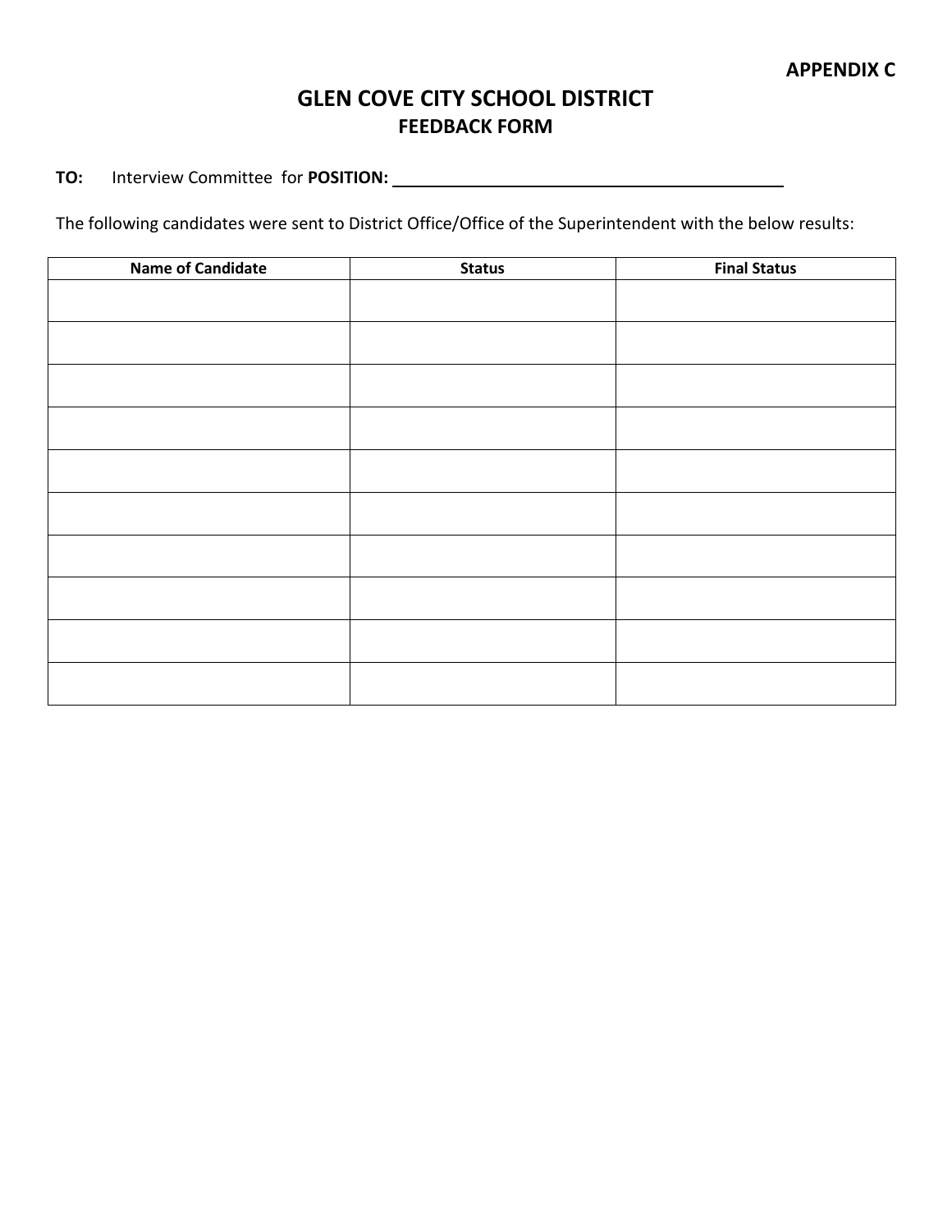**APPENDIX C**

# GLEN COVE CITY SCHOOL DISTRICT

## FEEDBACK FORM

**TO:** Interview Committee for **POSITION:** ______________________________

The following candidates were sent to District Office/Office of the Superintendent with the below results:

| Name of Candidate | Status | Final Status |
|---|---|---|
| | | |
| | | |
| | | |
| | | |
| | | |
| | | |
| | | |
| | | |
| | | |
| | | |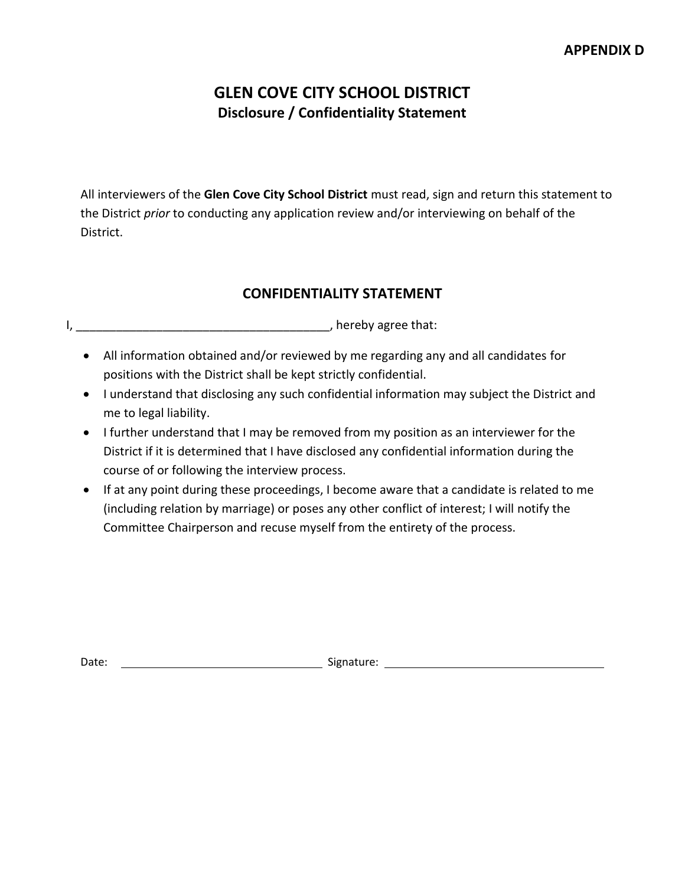**APPENDIX D**

# GLEN COVE CITY SCHOOL DISTRICT

## Disclosure / Confidentiality Statement

All interviewers of the **Glen Cove City School District** must read, sign and return this statement to the District *prior* to conducting any application review and/or interviewing on behalf of the District.

## CONFIDENTIALITY STATEMENT

I, ______________________________________, hereby agree that:

- All information obtained and/or reviewed by me regarding any and all candidates for positions with the District shall be kept strictly confidential.
- I understand that disclosing any such confidential information may subject the District and me to legal liability.
- I further understand that I may be removed from my position as an interviewer for the District if it is determined that I have disclosed any confidential information during the course of or following the interview process.
- If at any point during these proceedings, I become aware that a candidate is related to me (including relation by marriage) or poses any other conflict of interest; I will notify the Committee Chairperson and recuse myself from the entirety of the process.

Date: ______________________________ Signature: ______________________________